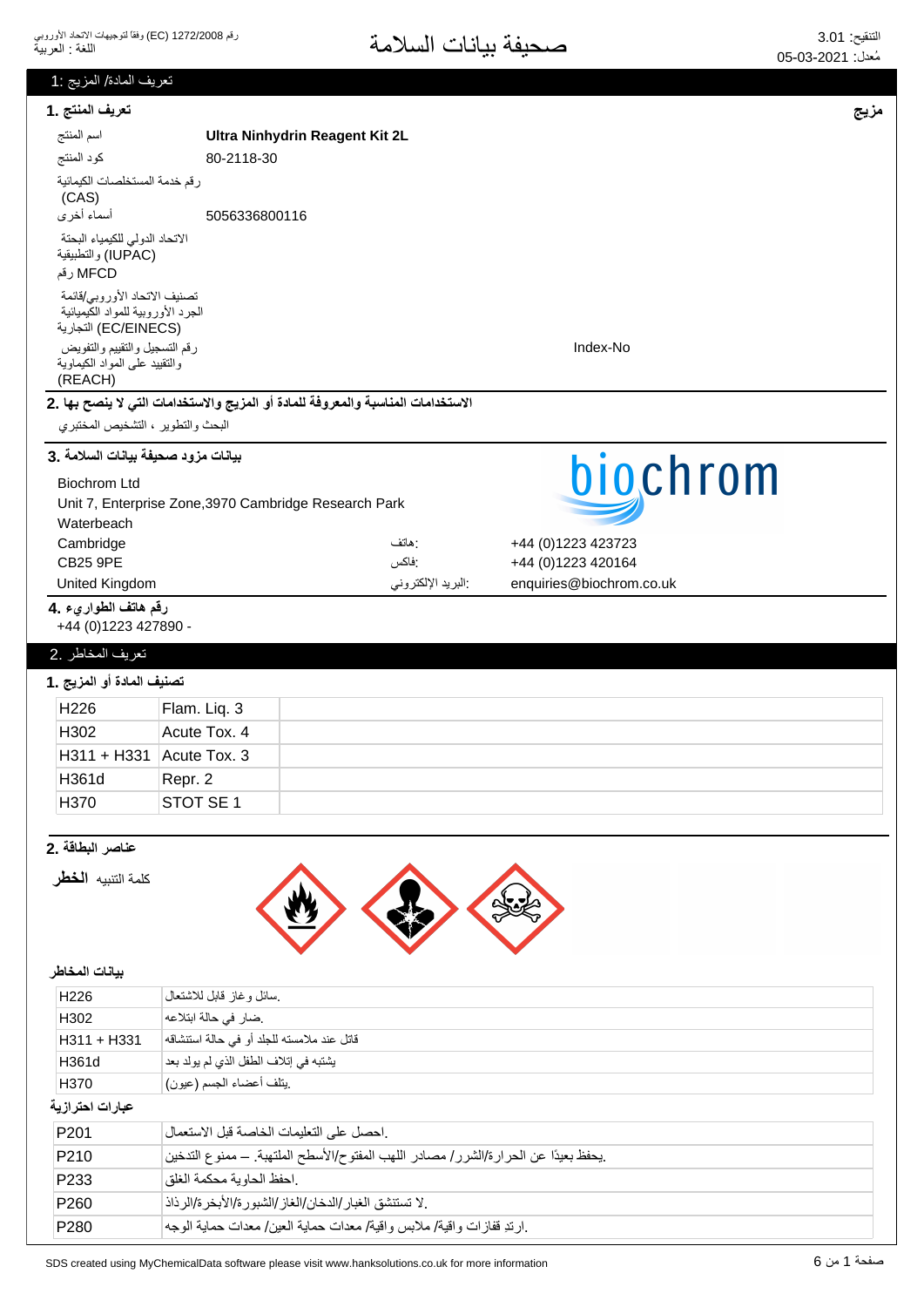# صحيفة بيانات السلامة

التنقيح: 3.01
مُعدل: 05-03-2021

وفقاً لتوجيهات الاتحاد الأوروبي (EC) رقم 1272/2008
اللغة : العربية

## تعريف المادة/ المزيج :1

### تعريف المنتج .1

**مزيج**

| | |
|---|---|
| اسم المنتج | **Ultra Ninhydrin Reagent Kit 2L** |
| كود المنتج | 80-2118-30 |
| رقم خدمة المستخلصات الكيمائية (CAS) | |
| أسماء أخرى | 5056336800116 |
| الاتحاد الدولي للكيمياء البحتة والتطبيقية (IUPAC) | |
| MFCD رقم | |
| تصنيف الاتحاد الأوروبي/قائمة الجرد الأوروبية للمواد الكيميائية التجارية (EC/EINECS) | |
| رقم التسجيل والتقييم والتفويض والتقييد على المواد الكيماوية (REACH) | Index-No |

### الاستخدامات المناسبة والمعروفة للمادة أو المزيج والاستخدامات التي لا ينصح بها .2

البحث والتطوير ، التشخيص المختبري

### بيانات مزود صحيفة بيانات السلامة .3

Biochrom Ltd
Unit 7, Enterprise Zone,3970 Cambridge Research Park
Waterbeach
Cambridge
CB25 9PE
United Kingdom

هاتف: +44 (0)1223 423723
فاكس: +44 (0)1223 420164
البريد الإلكتروني: enquiries@biochrom.co.uk

### رقم هاتف الطوارىء .4

+44 (0)1223 427890 -

## تعريف المخاطر .2

### تصنيف المادة أو المزيج .1

| | | |
|---|---|---|
| H226 | Flam. Liq. 3 | |
| H302 | Acute Tox. 4 | |
| H311 + H331 | Acute Tox. 3 | |
| H361d | Repr. 2 | |
| H370 | STOT SE 1 | |

### عناصر البطاقة .2

كلمة التنبيه **الخطر**

#### بيانات المخاطر

| | |
|---|---|
| H226 | .سائل وغاز قابل للاشتعال |
| H302 | .ضار في حالة ابتلاعه |
| H311 + H331 | قاتل عند ملامسته للجلد أو في حالة استنشاقه |
| H361d | يشتبه في إتلاف الطفل الذي لم يولد بعد |
| H370 | .يتلف أعضاء الجسم (عيون) |

#### عبارات احترازية

| | |
|---|---|
| P201 | .احصل على التعليمات الخاصة قبل الاستعمال |
| P210 | .يحفظ بعيدًا عن الحرارة/الشرر/ مصادر اللهب المفتوح/الأسطح الملتهبة. – ممنوع التدخين |
| P233 | .احفظ الحاوية محكمة الغلق |
| P260 | .لا تستنشق الغبار/الدخان/الغاز/الشبورة/الأبخرة/الرذاذ |
| P280 | .ارتد قفازات واقية/ ملابس واقية/ معدات حماية العين/ معدات حماية الوجه |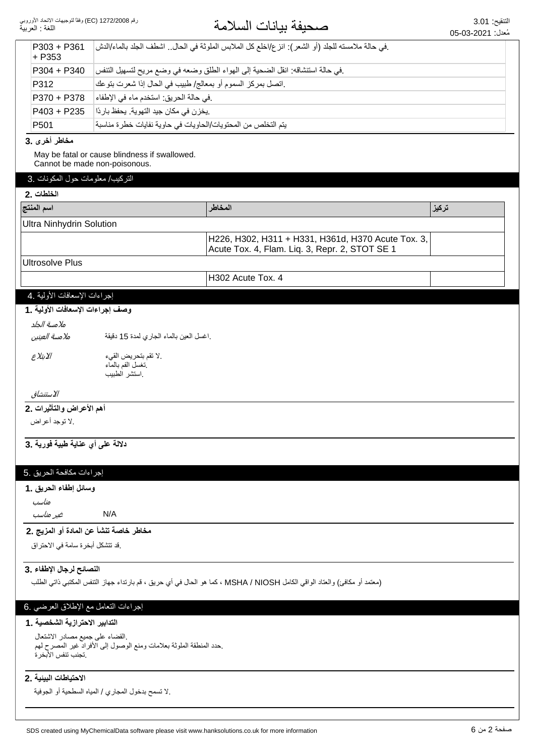| P303 + P361 + P353 | .في حالة ملامسته للجلد (أو الشعر): انزع/اخلع كل الملابس الملوثة في الحال.. اشطف الجلد بالماء/الدش |
|---|---|
| P304 + P340 | .في حالة استنشاقه: انقل الضحية إلى الهواء الطلق وضعه في وضع مريح لتسهيل التنفس |
| P312 | .اتصل بمركز السموم أو بمعالج/ طبيب في الحال إذا شعرت بتوعك |
| P370 + P378 | .في حالة الحريق: استخدم ماء في الإطفاء |
| P403 + P235 | .يخزن في مكان جيد التهوية. يحفظ باردًا |
| P501 | يتم التخلص من المحتويات/الحاويات في حاوية نفايات خطرة مناسبة |

**مخاطر أخرى .3**

May be fatal or cause blindness if swallowed.
Cannot be made non-poisonous.

## التركيب/ معلومات حول المكونات .3

**الخلطات .2**

| اسم المنتج | المخاطر | تركيز |
|---|---|---|
| Ultra Ninhydrin Solution | | |
| | H226, H302, H311 + H331, H361d, H370 Acute Tox. 3, Acute Tox. 4, Flam. Liq. 3, Repr. 2, STOT SE 1 | |
| Ultrosolve Plus | | |
| | H302 Acute Tox. 4 | |

## إجراءات الإسعافات الأولية .4

**وصف إجراءات الإسعافات الأولية .1**

*ملامسة الجلد*

*ملامسة العينين* .اغسل العين بالماء الجاري لمدة 15 دقيقة

*الابتلاع* .لا تقم بتحريض القيء
.تغسل الفم بالماء
.استشر الطبيب

*الاستنشاق*

**أهم الأعراض والتأثيرات .2**

.لا توجد أعراض

**دلالة على أي عناية طبية فورية .3**

## إجراءات مكافحة الحريق .5

**وسائل إطفاء الحريق .1**

*مناسب*

*غير مناسب* N/A

**مخاطر خاصة تنشأ عن المادة أو المزيج .2**

.قد تتشكل أبخرة سامة في الاحتراق

**النصائح لرجال الإطفاء .3**

(معتمد أو مكافئ) والعتاد الواقي الكامل MSHA / NIOSH ، كما هو الحال في أي حريق ، قم بارتداء جهاز التنفس المكتبي ذاتي الطلب

## إجراءات التعامل مع الإطلاق العرضي .6

**التدابير الاحترازية الشخصية .1**

.القضاء على جميع مصادر الاشتعال
.حدد المنطقة الملوثة بعلامات ومنع الوصول إلى الأفراد غير المصرح لهم
.تجنب تنفس الأبخرة

**الاحتياطات البيئية .2**

.لا تسمح بدخول المجاري / المياه السطحية أو الجوفية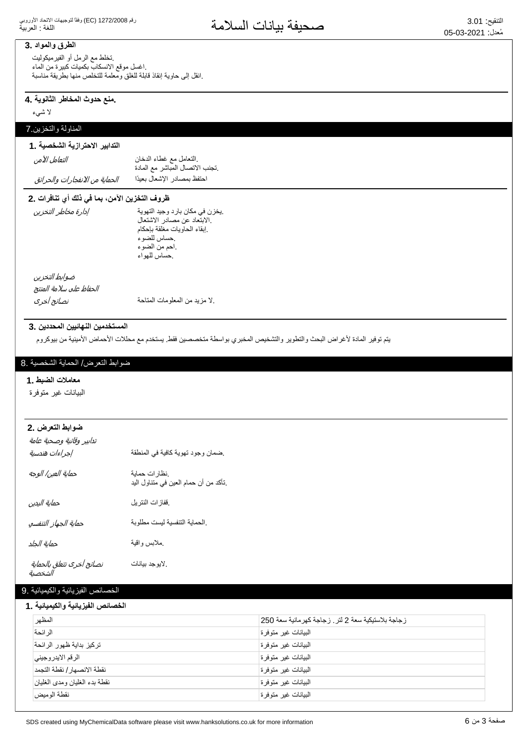### 3. الطرق والمواد

.تخلط مع الرمل أو الفيرميكوليت
.اغسل موقع الانسكاب بكميات كبيرة من الماء
.انقل إلى حاوية إنقاذ قابلة للغلق ومعلمة للتخلص منها بطريقة مناسبة

### 4. منع حدوث المخاطر الثانوية.

لا شيء

## 7.المناولة والتخزين

### 1. التدابير الاحترازية الشخصية

| | |
|---|---|
| *التعامل الآمن* | .التعامل مع غطاء الدخان<br>.تجنب الاتصال المباشر مع المادة |
| *الحماية من الانفجارات والحرائق* | احتفظ بمصادر الإشعال بعيدًا |

### 2. ظروف التخزين الآمن، بما في ذلك أي تنافرات

| | |
|---|---|
| *إدارة مخاطر التخزين* | .يخزن في مكان بارد وجيد التهوية<br>.الابتعاد عن مصادر الاشتعال<br>.إبقاء الحاويات مغلقة بإحكام<br>.حساس للضوء<br>.احم من الضوء<br>.حساس للهواء |
| *ضوابط التخزين* | |
| *الحفاظ على سلامة المنتج* | |
| *نصائح أخرى* | .لا مزيد من المعلومات المتاحة |

### 3. المستخدمين النهائيين المحددين

يتم توفير المادة لأغراض البحث والتطوير والتشخيص المخبري بواسطة متخصصين فقط. يستخدم مع محللات الأحماض الأمينية من بيوكروم

## 8. ضوابط التعرض/ الحماية الشخصية

### 1. معاملات الضبط

البيانات غير متوفرة

### 2. ضوابط التعرض

*تدابير وقائية وصحية عامة*

| | |
|---|---|
| *إجراءات هندسية* | .ضمان وجود تهوية كافية في المنطقة |
| *حماية العين/ الوجه* | .نظارات حماية<br>.تأكد من أن حمام العين في متناول اليد |
| *حماية اليدين* | .قفازات النتريل |
| *حماية الجهاز التنفسي* | .الحماية التنفسية ليست مطلوبة |
| *حماية الجلد* | .ملابس واقية |
| *نصائح أخرى تتعلق بالحماية الشخصية* | .لايوجد بيانات |

## 9. الخصائص الفيزيائية والكيميائية

### 1. الخصائص الفيزيائية والكيميائية

| | |
|---|---|
| المظهر | زجاجة بلاستيكية سعة 2 لتر. زجاجة كهرمانية سعة 250 |
| الرائحة | البيانات غير متوفرة |
| تركيز بداية ظهور الرائحة | البيانات غير متوفرة |
| الرقم الايدروجيني | البيانات غير متوفرة |
| نقطة الانصهار/ نقطة التجمد | البيانات غير متوفرة |
| نقطة بدء الغليان ومدى الغليان | البيانات غير متوفرة |
| نقطة الوميض | البيانات غير متوفرة |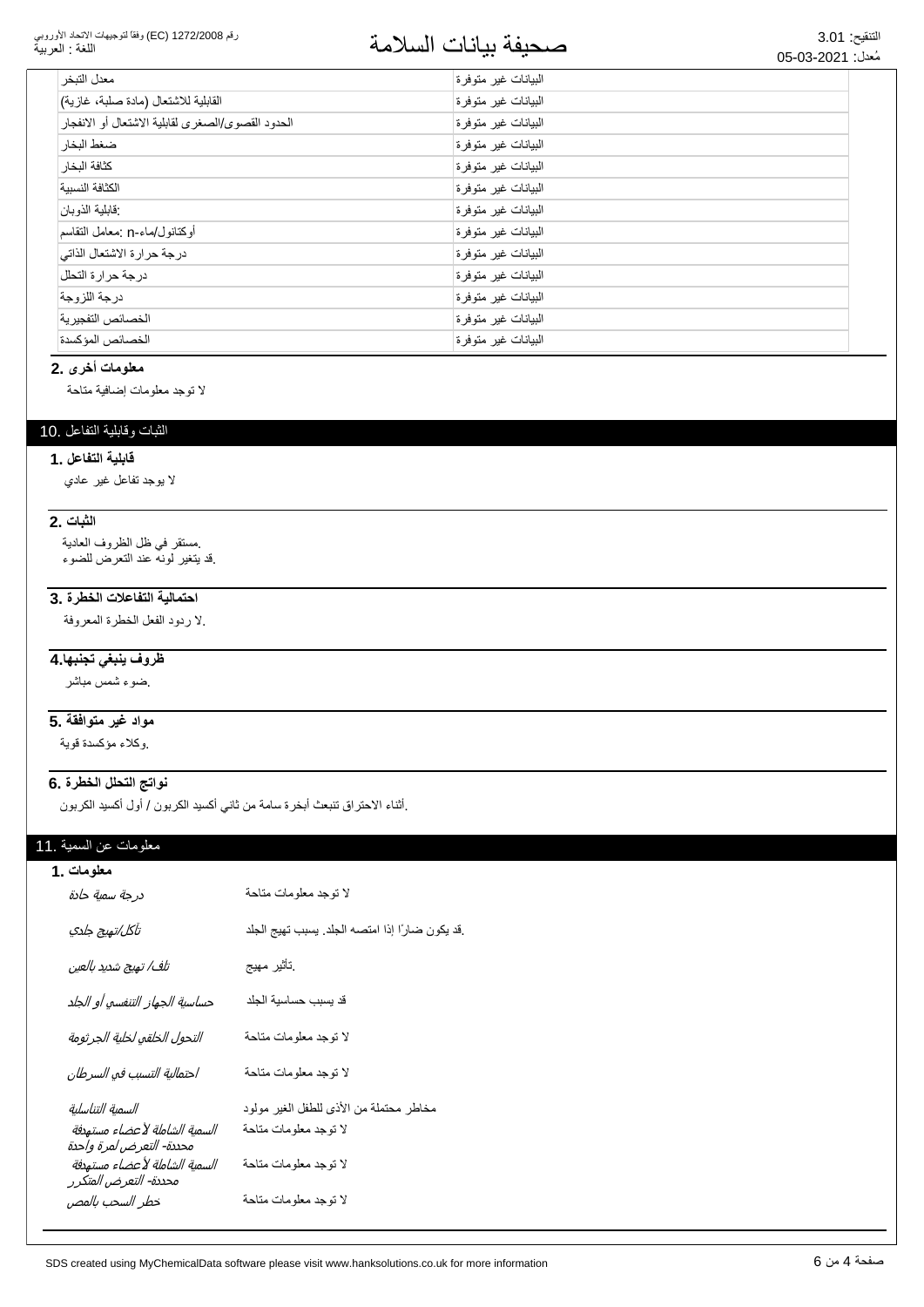| | |
|---|---|
| معدل التبخر | البيانات غير متوفرة |
| القابلية للاشتعال (مادة صلبة، غازية) | البيانات غير متوفرة |
| الحدود القصوى/الصغرى لقابلية الاشتعال أو الانفجار | البيانات غير متوفرة |
| ضغط البخار | البيانات غير متوفرة |
| كثافة البخار | البيانات غير متوفرة |
| الكثافة النسبية | البيانات غير متوفرة |
| قابلية الذوبان: | البيانات غير متوفرة |
| أوكتانول/ماء-n :معامل التقاسم | البيانات غير متوفرة |
| درجة حرارة الاشتعال الذاتي | البيانات غير متوفرة |
| درجة حرارة التحلل | البيانات غير متوفرة |
| درجة اللزوجة | البيانات غير متوفرة |
| الخصائص التفجيرية | البيانات غير متوفرة |
| الخصائص المؤكسدة | البيانات غير متوفرة |

### 2. معلومات أخرى

لا توجد معلومات إضافية متاحة

## 10. الثبات وقابلية التفاعل

### 1. قابلية التفاعل

لا يوجد تفاعل غير عادي

### 2. الثبات

.مستقر في ظل الظروف العادية
.قد يتغير لونه عند التعرض للضوء

### 3. احتمالية التفاعلات الخطرة

.لا ردود الفعل الخطرة المعروفة

### 4.ظروف ينبغي تجنبها

.ضوء شمس مباشر

### 5. مواد غير متوافقة

.وكلاء مؤكسدة قوية

### 6. نواتج التحلل الخطرة

.أثناء الاحتراق تنبعث أبخرة سامة من ثاني أكسيد الكربون / أول أكسيد الكربون

## 11. معلومات عن السمية

### 1. معلومات

| | |
|---|---|
| *درجة سمية حادة* | لا توجد معلومات متاحة |
| *تآكل/تهيج جلدي* | .قد يكون ضارًا إذا امتصه الجلد. يسبب تهيج الجلد |
| *تلف/ تهيج شديد بالعين* | .تأثير مهيج |
| *حساسية الجهاز التنفسي أو الجلد* | قد يسبب حساسية الجلد |
| *التحول الخلقي لخلية الجرثومة* | لا توجد معلومات متاحة |
| *احتمالية التسبب في السرطان* | لا توجد معلومات متاحة |
| *السمية التناسلية* | مخاطر محتملة من الأذى للطفل الغير مولود |
| *السمية الشاملة لأعضاء مستهدفة محددة- التعرض لمرة واحدة* | لا توجد معلومات متاحة |
| *السمية الشاملة لأعضاء مستهدفة محددة- التعرض المتكرر* | لا توجد معلومات متاحة |
| *خطر السحب بالمص* | لا توجد معلومات متاحة |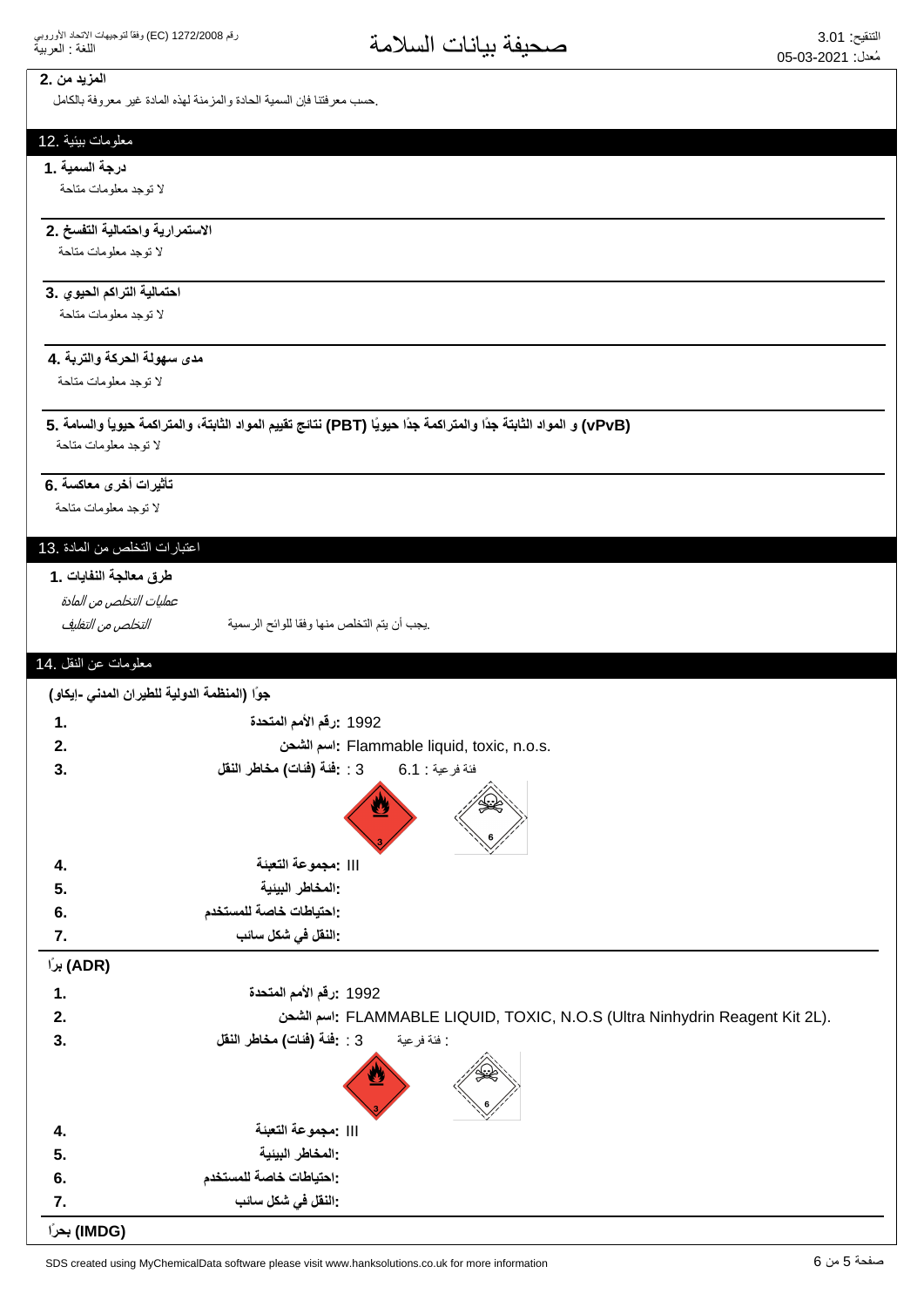**2. المزيد من**

.حسب معرفتنا فإن السمية الحادة والمزمنة لهذه المادة غير معروفة بالكامل

## 12. معلومات بيئية

**1. درجة السمية**

لا توجد معلومات متاحة

**2. الاستمرارية واحتمالية التفسخ**

لا توجد معلومات متاحة

**3. احتمالية التراكم الحيوي**

لا توجد معلومات متاحة

**4. مدى سهولة الحركة والتربة**

لا توجد معلومات متاحة

**5. نتائج تقييم المواد الثابتة، والمتراكمة حيوياً والسامة (PBT) و المواد الثابتة جدًا والمتراكمة جدًا حيويًا (vPvB)**

لا توجد معلومات متاحة

**6. تأثيرات أخرى معاكسة**

لا توجد معلومات متاحة

## 13. اعتبارات التخلص من المادة

**1. طرق معالجة النفايات**

*عمليات التخلص من المادة*

*التخلص من التغليف* &nbsp;&nbsp;&nbsp; .يجب أن يتم التخلص منها وفقا للوائح الرسمية

## 14. معلومات عن النقل

**جوًا (المنظمة الدولية للطيران المدني -إيكاو)**

| | | |
|---|---|---|
| 1. | رقم الأمم المتحدة: | 1992 |
| 2. | اسم الشحن: | Flammable liquid, toxic, n.o.s. |
| 3. | فئة (فئات) مخاطر النقل: | 3 : فئة فرعية : 6.1 |
| 4. | مجموعة التعبئة: | III |
| 5. | المخاطر البيئية: | |
| 6. | احتياطات خاصة للمستخدم: | |
| 7. | النقل في شكل سائب: | |

**برًا (ADR)**

| | | |
|---|---|---|
| 1. | رقم الأمم المتحدة: | 1992 |
| 2. | اسم الشحن: | FLAMMABLE LIQUID, TOXIC, N.O.S (Ultra Ninhydrin Reagent Kit 2L). |
| 3. | فئة (فئات) مخاطر النقل: | 3 : فئة فرعية : |
| 4. | مجموعة التعبئة: | III |
| 5. | المخاطر البيئية: | |
| 6. | احتياطات خاصة للمستخدم: | |
| 7. | النقل في شكل سائب: | |

**بحرًا (IMDG)**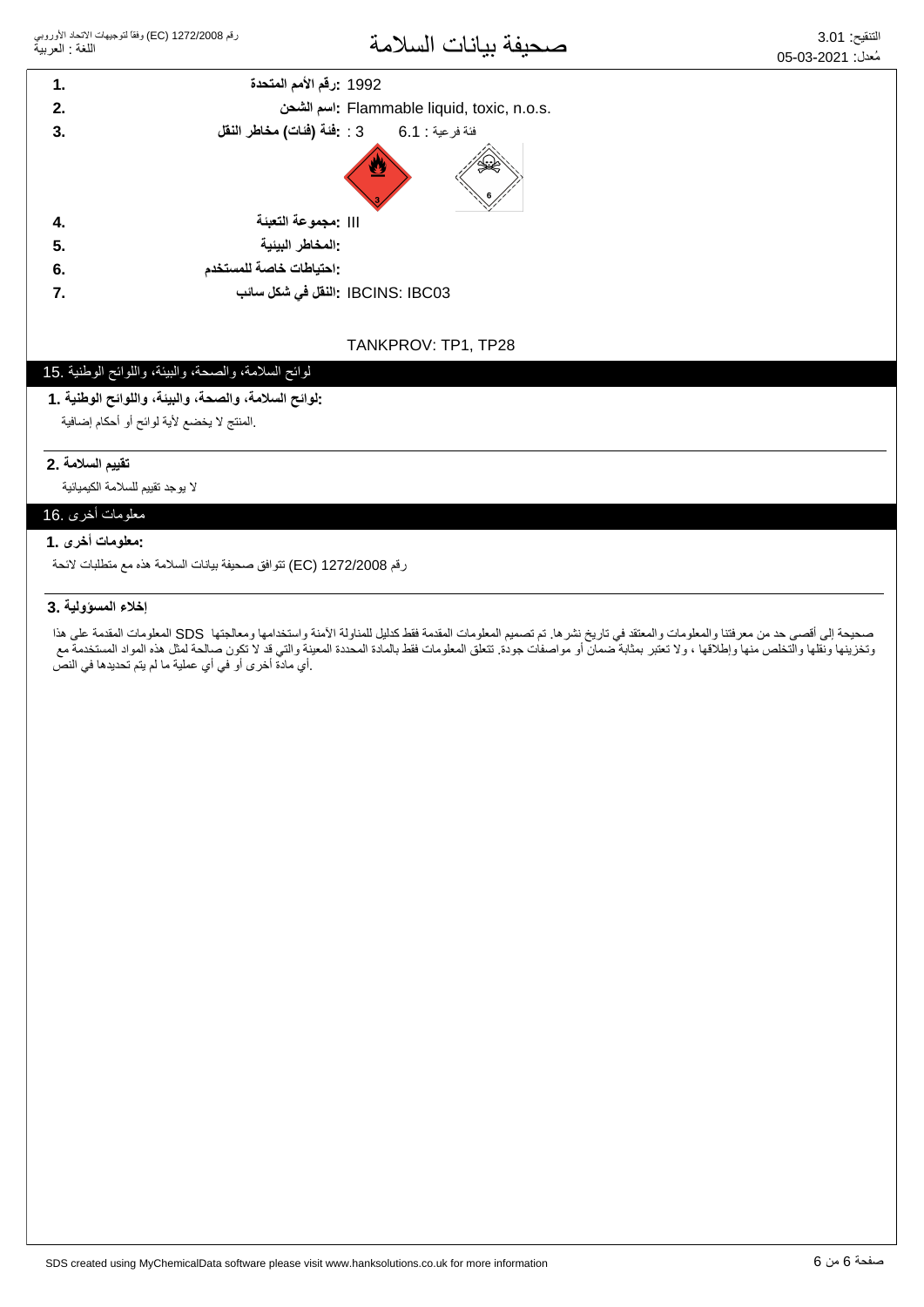1. **رقم الأمم المتحدة:** 1992
2. **اسم الشحن:** Flammable liquid, toxic, n.o.s.
3. **فئة (فئات) مخاطر النقل:** 3 : فئة فرعية : 6.1
4. **مجموعة التعبئة:** III
5. **المخاطر البيئية:**
6. **احتياطات خاصة للمستخدم:**
7. **النقل في شكل سائب:** IBCINS: IBC03

TANKPROV: TP1, TP28

## 15. لوائح السلامة، والصحة، والبيئة، واللوائح الوطنية

**1. لوائح السلامة، والصحة، والبيئة، واللوائح الوطنية:**

المنتج لا يخضع لأية لوائح أو أحكام إضافية.

**2. تقييم السلامة**

لا يوجد تقييم للسلامة الكيميائية

## 16. معلومات أخرى

**1. معلومات أخرى:**

تتوافق صحيفة بيانات السلامة هذه مع متطلبات لائحة (EC) رقم 1272/2008

**3. إخلاء المسؤولية**

المعلومات المقدمة على هذا SDS صحيحة إلى أقصى حد من معرفتنا والمعلومات والمعتقد في تاريخ نشرها. تم تصميم المعلومات المقدمة فقط كدليل للمناولة الآمنة واستخدامها ومعالجتها وتخزينها ونقلها والتخلص منها وإطلاقها ، ولا تعتبر بمثابة ضمان أو مواصفات جودة. تتعلق المعلومات فقط بالمادة المحددة المعينة والتي قد لا تكون صالحة لمثل هذه المواد المستخدمة مع أي مادة أخرى أو في أي عملية ما لم يتم تحديدها في النص.